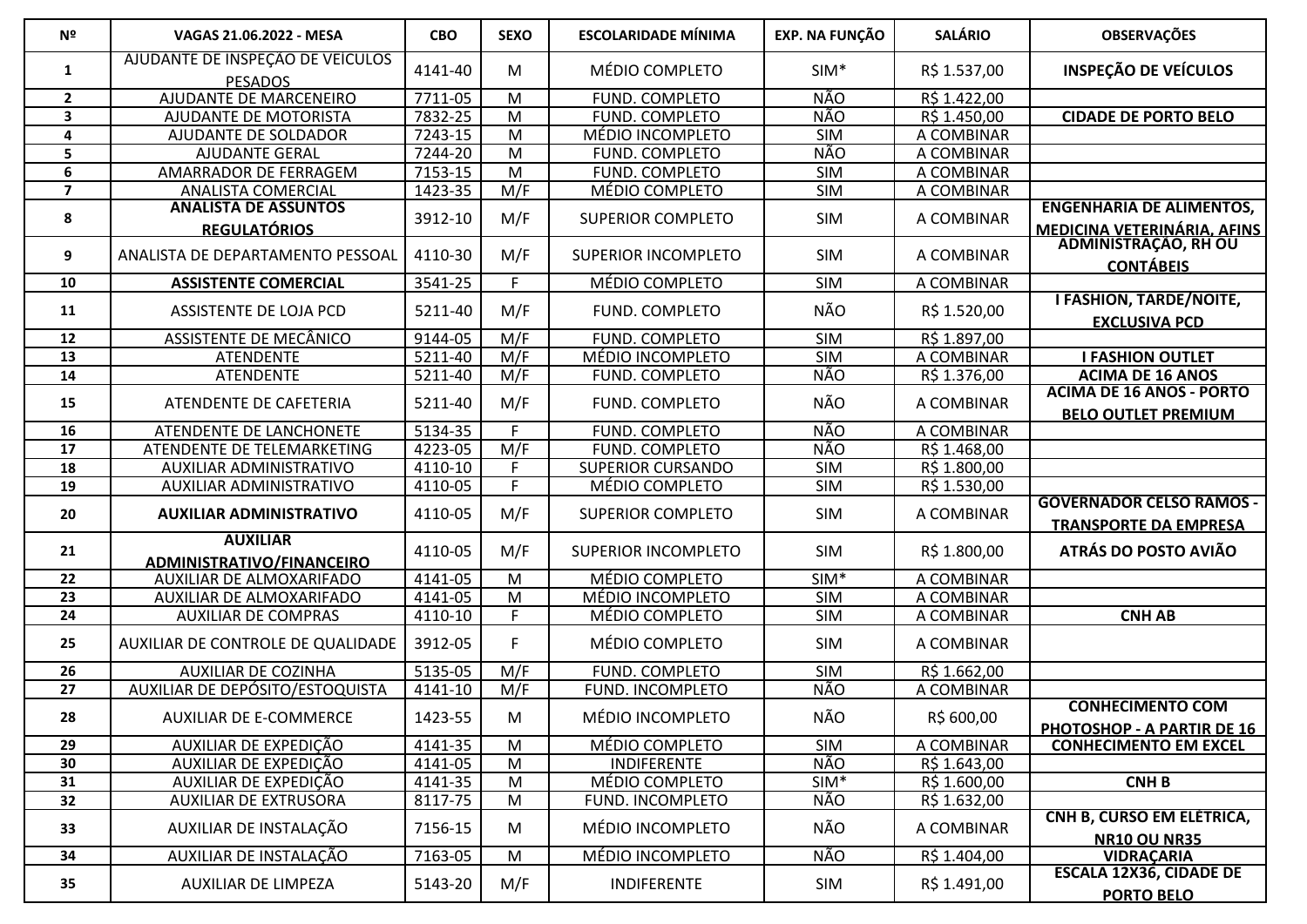| Nº | VAGAS 21.06.2022 - MESA | CBO | SEXO | ESCOLARIDADE MÍNIMA | EXP. NA FUNÇÃO | SALÁRIO | OBSERVAÇÕES |
|---|---|---|---|---|---|---|---|
| 1 | AJUDANTE DE INSPEÇÃO DE VEÍCULOS PESADOS | 4141-40 | M | MÉDIO COMPLETO | SIM* | R$ 1.537,00 | **INSPEÇÃO DE VEÍCULOS** |
| 2 | AJUDANTE DE MARCENEIRO | 7711-05 | M | FUND. COMPLETO | NÃO | R$ 1.422,00 | |
| 3 | AJUDANTE DE MOTORISTA | 7832-25 | M | FUND. COMPLETO | NÃO | R$ 1.450,00 | **CIDADE DE PORTO BELO** |
| 4 | AJUDANTE DE SOLDADOR | 7243-15 | M | MÉDIO INCOMPLETO | SIM | A COMBINAR | |
| 5 | AJUDANTE GERAL | 7244-20 | M | FUND. COMPLETO | NÃO | A COMBINAR | |
| 6 | AMARRADOR DE FERRAGEM | 7153-15 | M | FUND. COMPLETO | SIM | A COMBINAR | |
| 7 | ANALISTA COMERCIAL | 1423-35 | M/F | MÉDIO COMPLETO | SIM | A COMBINAR | |
| 8 | **ANALISTA DE ASSUNTOS REGULATÓRIOS** | 3912-10 | M/F | SUPERIOR COMPLETO | SIM | A COMBINAR | **ENGENHARIA DE ALIMENTOS, MEDICINA VETERINÁRIA, AFINS** |
| 9 | ANALISTA DE DEPARTAMENTO PESSOAL | 4110-30 | M/F | SUPERIOR INCOMPLETO | SIM | A COMBINAR | **ADMINISTRAÇÃO, RH OU CONTÁBEIS** |
| 10 | **ASSISTENTE COMERCIAL** | 3541-25 | F | MÉDIO COMPLETO | SIM | A COMBINAR | |
| 11 | ASSISTENTE DE LOJA PCD | 5211-40 | M/F | FUND. COMPLETO | NÃO | R$ 1.520,00 | **I FASHION, TARDE/NOITE, EXCLUSIVA PCD** |
| 12 | ASSISTENTE DE MECÂNICO | 9144-05 | M/F | FUND. COMPLETO | SIM | R$ 1.897,00 | |
| 13 | ATENDENTE | 5211-40 | M/F | MÉDIO INCOMPLETO | SIM | A COMBINAR | **I FASHION OUTLET** |
| 14 | ATENDENTE | 5211-40 | M/F | FUND. COMPLETO | NÃO | R$ 1.376,00 | **ACIMA DE 16 ANOS** |
| 15 | ATENDENTE DE CAFETERIA | 5211-40 | M/F | FUND. COMPLETO | NÃO | A COMBINAR | **ACIMA DE 16 ANOS - PORTO BELO OUTLET PREMIUM** |
| 16 | ATENDENTE DE LANCHONETE | 5134-35 | F | FUND. COMPLETO | NÃO | A COMBINAR | |
| 17 | ATENDENTE DE TELEMARKETING | 4223-05 | M/F | FUND. COMPLETO | NÃO | R$ 1.468,00 | |
| 18 | AUXILIAR ADMINISTRATIVO | 4110-10 | F | SUPERIOR CURSANDO | SIM | R$ 1.800,00 | |
| 19 | AUXILIAR ADMINISTRATIVO | 4110-05 | F | MÉDIO COMPLETO | SIM | R$ 1.530,00 | |
| 20 | **AUXILIAR ADMINISTRATIVO** | 4110-05 | M/F | SUPERIOR COMPLETO | SIM | A COMBINAR | **GOVERNADOR CELSO RAMOS - TRANSPORTE DA EMPRESA** |
| 21 | **AUXILIAR ADMINISTRATIVO/FINANCEIRO** | 4110-05 | M/F | SUPERIOR INCOMPLETO | SIM | R$ 1.800,00 | **ATRÁS DO POSTO AVIÃO** |
| 22 | AUXILIAR DE ALMOXARIFADO | 4141-05 | M | MÉDIO COMPLETO | SIM* | A COMBINAR | |
| 23 | AUXILIAR DE ALMOXARIFADO | 4141-05 | M | MÉDIO INCOMPLETO | SIM | A COMBINAR | |
| 24 | AUXILIAR DE COMPRAS | 4110-10 | F | MÉDIO COMPLETO | SIM | A COMBINAR | **CNH AB** |
| 25 | AUXILIAR DE CONTROLE DE QUALIDADE | 3912-05 | F | MÉDIO COMPLETO | SIM | A COMBINAR | |
| 26 | AUXILIAR DE COZINHA | 5135-05 | M/F | FUND. COMPLETO | SIM | R$ 1.662,00 | |
| 27 | AUXILIAR DE DEPÓSITO/ESTOQUISTA | 4141-10 | M/F | FUND. INCOMPLETO | NÃO | A COMBINAR | |
| 28 | AUXILIAR DE E-COMMERCE | 1423-55 | M | MÉDIO INCOMPLETO | NÃO | R$ 600,00 | **CONHECIMENTO COM PHOTOSHOP - A PARTIR DE 16** |
| 29 | AUXILIAR DE EXPEDIÇÃO | 4141-35 | M | MÉDIO COMPLETO | SIM | A COMBINAR | **CONHECIMENTO EM EXCEL** |
| 30 | AUXILIAR DE EXPEDIÇÃO | 4141-05 | M | INDIFERENTE | NÃO | R$ 1.643,00 | |
| 31 | AUXILIAR DE EXPEDIÇÃO | 4141-35 | M | MÉDIO COMPLETO | SIM* | R$ 1.600,00 | **CNH B** |
| 32 | AUXILIAR DE EXTRUSORA | 8117-75 | M | FUND. INCOMPLETO | NÃO | R$ 1.632,00 | |
| 33 | AUXILIAR DE INSTALAÇÃO | 7156-15 | M | MÉDIO INCOMPLETO | NÃO | A COMBINAR | **CNH B, CURSO EM ELÉTRICA, NR10 OU NR35** |
| 34 | AUXILIAR DE INSTALAÇÃO | 7163-05 | M | MÉDIO INCOMPLETO | NÃO | R$ 1.404,00 | **VIDRAÇARIA** |
| 35 | AUXILIAR DE LIMPEZA | 5143-20 | M/F | INDIFERENTE | SIM | R$ 1.491,00 | **ESCALA 12X36, CIDADE DE PORTO BELO** |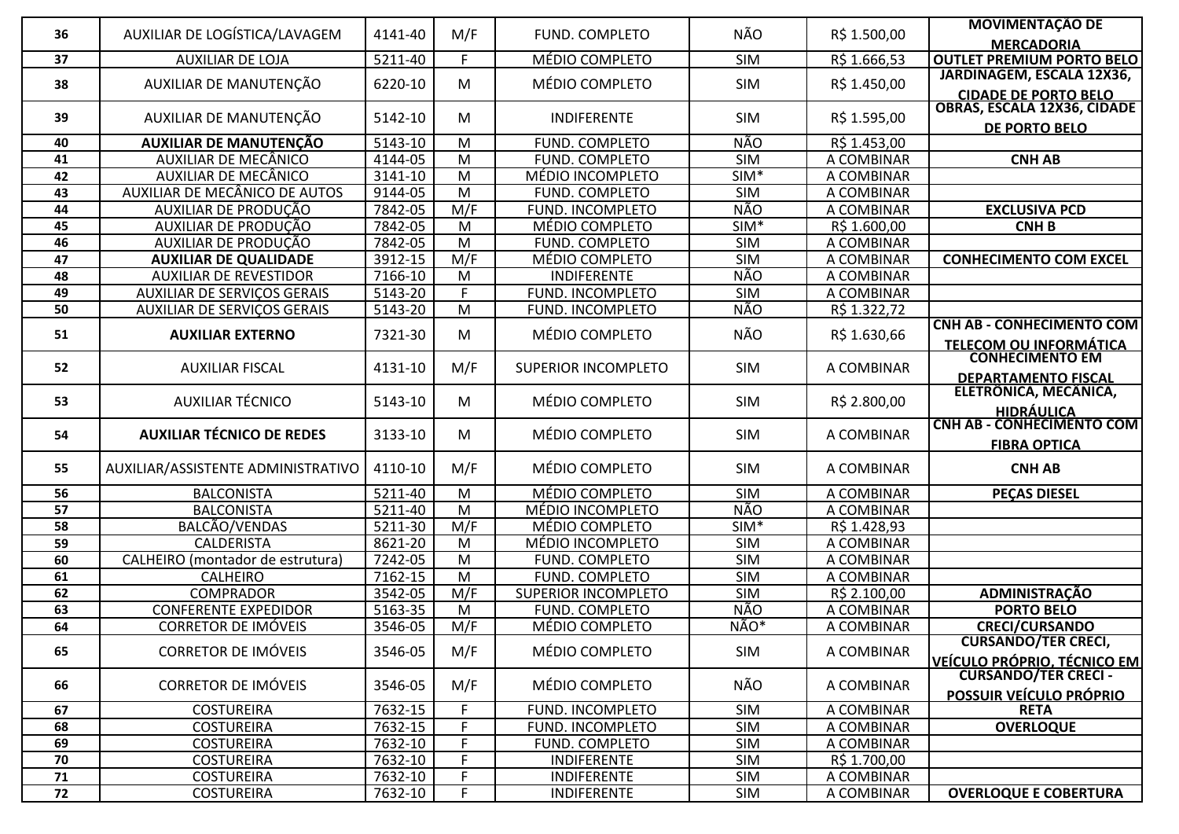| 36 | AUXILIAR DE LOGÍSTICA/LAVAGEM | 4141-40 | M/F | FUND. COMPLETO | NÃO | R$ 1.500,00 | **MOVIMENTAÇÃO DE MERCADORIA** |
|---|---|---|---|---|---|---|---|
| 37 | AUXILIAR DE LOJA | 5211-40 | F | MÉDIO COMPLETO | SIM | R$ 1.666,53 | **OUTLET PREMIUM PORTO BELO** |
| 38 | AUXILIAR DE MANUTENÇÃO | 6220-10 | M | MÉDIO COMPLETO | SIM | R$ 1.450,00 | **JARDINAGEM, ESCALA 12X36, CIDADE DE PORTO BELO** |
| 39 | AUXILIAR DE MANUTENÇÃO | 5142-10 | M | INDIFERENTE | SIM | R$ 1.595,00 | **OBRAS, ESCALA 12X36, CIDADE DE PORTO BELO** |
| 40 | **AUXILIAR DE MANUTENÇÃO** | 5143-10 | M | FUND. COMPLETO | NÃO | R$ 1.453,00 | |
| 41 | AUXILIAR DE MECÂNICO | 4144-05 | M | FUND. COMPLETO | SIM | A COMBINAR | **CNH AB** |
| 42 | AUXILIAR DE MECÂNICO | 3141-10 | M | MÉDIO INCOMPLETO | SIM* | A COMBINAR | |
| 43 | AUXILIAR DE MECÂNICO DE AUTOS | 9144-05 | M | FUND. COMPLETO | SIM | A COMBINAR | |
| 44 | AUXILIAR DE PRODUÇÃO | 7842-05 | M/F | FUND. INCOMPLETO | NÃO | A COMBINAR | **EXCLUSIVA PCD** |
| 45 | AUXILIAR DE PRODUÇÃO | 7842-05 | M | MÉDIO COMPLETO | SIM* | R$ 1.600,00 | **CNH B** |
| 46 | AUXILIAR DE PRODUÇÃO | 7842-05 | M | FUND. COMPLETO | SIM | A COMBINAR | |
| 47 | **AUXILIAR DE QUALIDADE** | 3912-15 | M/F | MÉDIO COMPLETO | SIM | A COMBINAR | **CONHECIMENTO COM EXCEL** |
| 48 | AUXILIAR DE REVESTIDOR | 7166-10 | M | INDIFERENTE | NÃO | A COMBINAR | |
| 49 | AUXILIAR DE SERVIÇOS GERAIS | 5143-20 | F | FUND. INCOMPLETO | SIM | A COMBINAR | |
| 50 | AUXILIAR DE SERVIÇOS GERAIS | 5143-20 | M | FUND. INCOMPLETO | NÃO | R$ 1.322,72 | |
| 51 | **AUXILIAR EXTERNO** | 7321-30 | M | MÉDIO COMPLETO | NÃO | R$ 1.630,66 | **CNH AB - CONHECIMENTO COM TELECOM OU INFORMÁTICA** |
| 52 | AUXILIAR FISCAL | 4131-10 | M/F | SUPERIOR INCOMPLETO | SIM | A COMBINAR | **CONHECIMENTO EM DEPARTAMENTO FISCAL** |
| 53 | AUXILIAR TÉCNICO | 5143-10 | M | MÉDIO COMPLETO | SIM | R$ 2.800,00 | **ELETRÔNICA, MECÂNICA, HIDRÁULICA** |
| 54 | **AUXILIAR TÉCNICO DE REDES** | 3133-10 | M | MÉDIO COMPLETO | SIM | A COMBINAR | **CNH AB - CONHECIMENTO COM FIBRA OPTICA** |
| 55 | AUXILIAR/ASSISTENTE ADMINISTRATIVO | 4110-10 | M/F | MÉDIO COMPLETO | SIM | A COMBINAR | **CNH AB** |
| 56 | BALCONISTA | 5211-40 | M | MÉDIO COMPLETO | SIM | A COMBINAR | **PEÇAS DIESEL** |
| 57 | BALCONISTA | 5211-40 | M | MÉDIO INCOMPLETO | NÃO | A COMBINAR | |
| 58 | BALCÃO/VENDAS | 5211-30 | M/F | MÉDIO COMPLETO | SIM* | R$ 1.428,93 | |
| 59 | CALDERISTA | 8621-20 | M | MÉDIO INCOMPLETO | SIM | A COMBINAR | |
| 60 | CALHEIRO (montador de estrutura) | 7242-05 | M | FUND. COMPLETO | SIM | A COMBINAR | |
| 61 | CALHEIRO | 7162-15 | M | FUND. COMPLETO | SIM | A COMBINAR | |
| 62 | COMPRADOR | 3542-05 | M/F | SUPERIOR INCOMPLETO | SIM | R$ 2.100,00 | **ADMINISTRAÇÃO** |
| 63 | CONFERENTE EXPEDIDOR | 5163-35 | M | FUND. COMPLETO | NÃO | A COMBINAR | **PORTO BELO** |
| 64 | CORRETOR DE IMÓVEIS | 3546-05 | M/F | MÉDIO COMPLETO | NÃO* | A COMBINAR | **CRECI/CURSANDO** |
| 65 | CORRETOR DE IMÓVEIS | 3546-05 | M/F | MÉDIO COMPLETO | SIM | A COMBINAR | **CURSANDO/TER CRECI, VEÍCULO PRÓPRIO, TÉCNICO EM** |
| 66 | CORRETOR DE IMÓVEIS | 3546-05 | M/F | MÉDIO COMPLETO | NÃO | A COMBINAR | **CURSANDO/TER CRECI - POSSUIR VEÍCULO PRÓPRIO** |
| 67 | COSTUREIRA | 7632-15 | F | FUND. INCOMPLETO | SIM | A COMBINAR | **RETA** |
| 68 | COSTUREIRA | 7632-15 | F | FUND. INCOMPLETO | SIM | A COMBINAR | **OVERLOQUE** |
| 69 | COSTUREIRA | 7632-10 | F | FUND. COMPLETO | SIM | A COMBINAR | |
| 70 | COSTUREIRA | 7632-10 | F | INDIFERENTE | SIM | R$ 1.700,00 | |
| 71 | COSTUREIRA | 7632-10 | F | INDIFERENTE | SIM | A COMBINAR | |
| 72 | COSTUREIRA | 7632-10 | F | INDIFERENTE | SIM | A COMBINAR | **OVERLOQUE E COBERTURA** |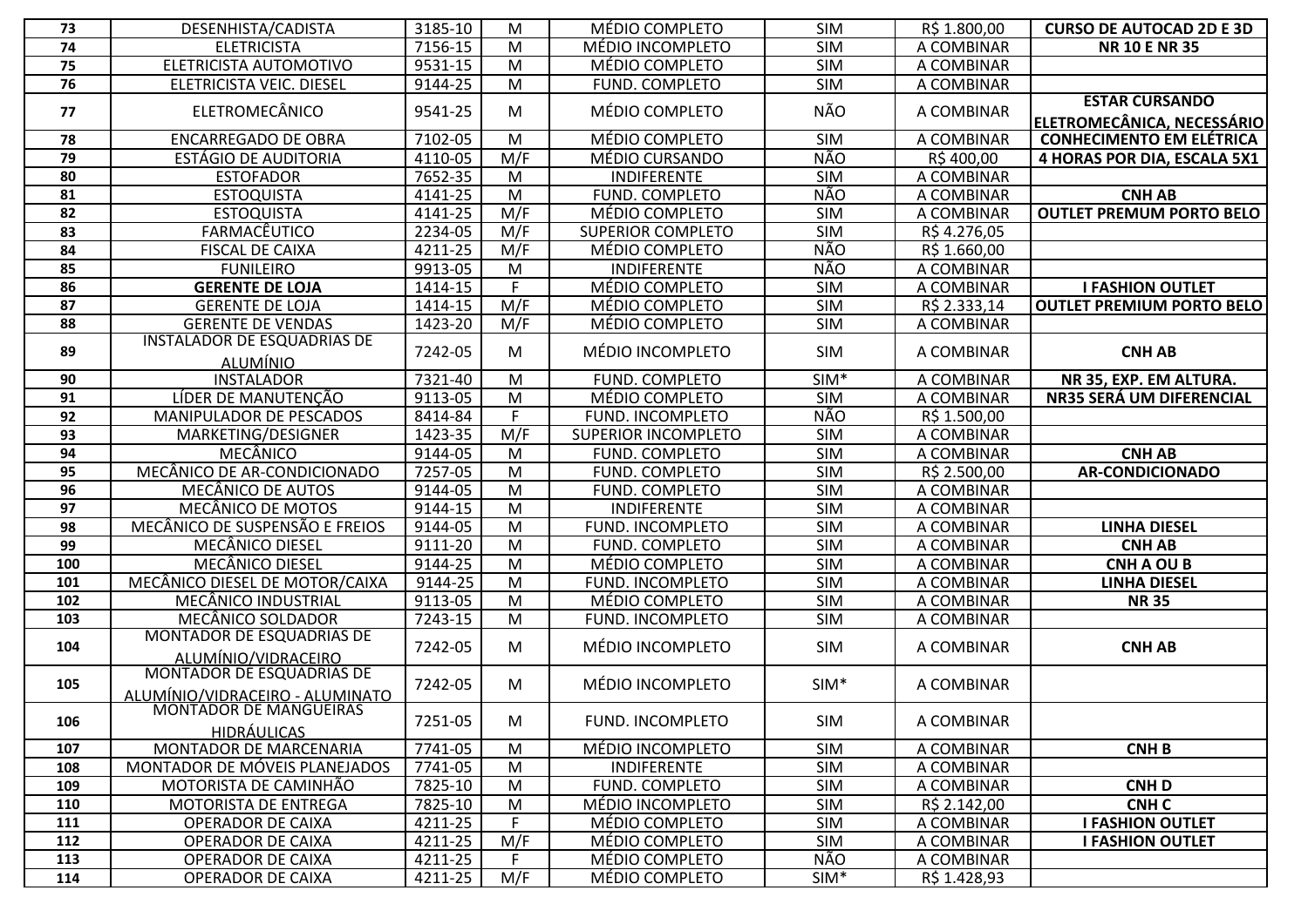| 73 | DESENHISTA/CADISTA | 3185-10 | M | MÉDIO COMPLETO | SIM | R$ 1.800,00 | **CURSO DE AUTOCAD 2D E 3D** |
|---|---|---|---|---|---|---|---|
| 74 | ELETRICISTA | 7156-15 | M | MÉDIO INCOMPLETO | SIM | A COMBINAR | **NR 10 E NR 35** |
| 75 | ELETRICISTA AUTOMOTIVO | 9531-15 | M | MÉDIO COMPLETO | SIM | A COMBINAR | |
| 76 | ELETRICISTA VEIC. DIESEL | 9144-25 | M | FUND. COMPLETO | SIM | A COMBINAR | |
| 77 | ELETROMECÂNICO | 9541-25 | M | MÉDIO COMPLETO | NÃO | A COMBINAR | **ESTAR CURSANDO ELETROMECÂNICA, NECESSÁRIO** |
| 78 | ENCARREGADO DE OBRA | 7102-05 | M | MÉDIO COMPLETO | SIM | A COMBINAR | **CONHECIMENTO EM ELÉTRICA** |
| 79 | ESTÁGIO DE AUDITORIA | 4110-05 | M/F | MÉDIO CURSANDO | NÃO | R$ 400,00 | **4 HORAS POR DIA, ESCALA 5X1** |
| 80 | ESTOFADOR | 7652-35 | M | INDIFERENTE | SIM | A COMBINAR | |
| 81 | ESTOQUISTA | 4141-25 | M | FUND. COMPLETO | NÃO | A COMBINAR | **CNH AB** |
| 82 | ESTOQUISTA | 4141-25 | M/F | MÉDIO COMPLETO | SIM | A COMBINAR | **OUTLET PREMUM PORTO BELO** |
| 83 | FARMACÊUTICO | 2234-05 | M/F | SUPERIOR COMPLETO | SIM | R$ 4.276,05 | |
| 84 | FISCAL DE CAIXA | 4211-25 | M/F | MÉDIO COMPLETO | NÃO | R$ 1.660,00 | |
| 85 | FUNILEIRO | 9913-05 | M | INDIFERENTE | NÃO | A COMBINAR | |
| 86 | **GERENTE DE LOJA** | 1414-15 | F | MÉDIO COMPLETO | SIM | A COMBINAR | **I FASHION OUTLET** |
| 87 | GERENTE DE LOJA | 1414-15 | M/F | MÉDIO COMPLETO | SIM | R$ 2.333,14 | **OUTLET PREMIUM PORTO BELO** |
| 88 | GERENTE DE VENDAS | 1423-20 | M/F | MÉDIO COMPLETO | SIM | A COMBINAR | |
| 89 | INSTALADOR DE ESQUADRIAS DE ALUMÍNIO | 7242-05 | M | MÉDIO INCOMPLETO | SIM | A COMBINAR | **CNH AB** |
| 90 | INSTALADOR | 7321-40 | M | FUND. COMPLETO | SIM* | A COMBINAR | **NR 35, EXP. EM ALTURA.** |
| 91 | LÍDER DE MANUTENÇÃO | 9113-05 | M | MÉDIO COMPLETO | SIM | A COMBINAR | **NR35 SERÁ UM DIFERENCIAL** |
| 92 | MANIPULADOR DE PESCADOS | 8414-84 | F | FUND. INCOMPLETO | NÃO | R$ 1.500,00 | |
| 93 | MARKETING/DESIGNER | 1423-35 | M/F | SUPERIOR INCOMPLETO | SIM | A COMBINAR | |
| 94 | MECÂNICO | 9144-05 | M | FUND. COMPLETO | SIM | A COMBINAR | **CNH AB** |
| 95 | MECÂNICO DE AR-CONDICIONADO | 7257-05 | M | FUND. COMPLETO | SIM | R$ 2.500,00 | **AR-CONDICIONADO** |
| 96 | MECÂNICO DE AUTOS | 9144-05 | M | FUND. COMPLETO | SIM | A COMBINAR | |
| 97 | MECÂNICO DE MOTOS | 9144-15 | M | INDIFERENTE | SIM | A COMBINAR | |
| 98 | MECÂNICO DE SUSPENSÃO E FREIOS | 9144-05 | M | FUND. INCOMPLETO | SIM | A COMBINAR | **LINHA DIESEL** |
| 99 | MECÂNICO DIESEL | 9111-20 | M | FUND. COMPLETO | SIM | A COMBINAR | **CNH AB** |
| 100 | MECÂNICO DIESEL | 9144-25 | M | MÉDIO COMPLETO | SIM | A COMBINAR | **CNH A OU B** |
| 101 | MECÂNICO DIESEL DE MOTOR/CAIXA | 9144-25 | M | FUND. INCOMPLETO | SIM | A COMBINAR | **LINHA DIESEL** |
| 102 | MECÂNICO INDUSTRIAL | 9113-05 | M | MÉDIO COMPLETO | SIM | A COMBINAR | **NR 35** |
| 103 | MECÂNICO SOLDADOR | 7243-15 | M | FUND. INCOMPLETO | SIM | A COMBINAR | |
| 104 | MONTADOR DE ESQUADRIAS DE ALUMÍNIO/VIDRACEIRO | 7242-05 | M | MÉDIO INCOMPLETO | SIM | A COMBINAR | **CNH AB** |
| 105 | MONTADOR DE ESQUADRIAS DE ALUMÍNIO/VIDRACEIRO - ALUMINATO | 7242-05 | M | MÉDIO INCOMPLETO | SIM* | A COMBINAR | |
| 106 | MONTADOR DE MANGUEIRAS HIDRÁULICAS | 7251-05 | M | FUND. INCOMPLETO | SIM | A COMBINAR | |
| 107 | MONTADOR DE MARCENARIA | 7741-05 | M | MÉDIO INCOMPLETO | SIM | A COMBINAR | **CNH B** |
| 108 | MONTADOR DE MÓVEIS PLANEJADOS | 7741-05 | M | INDIFERENTE | SIM | A COMBINAR | |
| 109 | MOTORISTA DE CAMINHÃO | 7825-10 | M | FUND. COMPLETO | SIM | A COMBINAR | **CNH D** |
| 110 | MOTORISTA DE ENTREGA | 7825-10 | M | MÉDIO INCOMPLETO | SIM | R$ 2.142,00 | **CNH C** |
| 111 | OPERADOR DE CAIXA | 4211-25 | F | MÉDIO COMPLETO | SIM | A COMBINAR | **I FASHION OUTLET** |
| 112 | OPERADOR DE CAIXA | 4211-25 | M/F | MÉDIO COMPLETO | SIM | A COMBINAR | **I FASHION OUTLET** |
| 113 | OPERADOR DE CAIXA | 4211-25 | F | MÉDIO COMPLETO | NÃO | A COMBINAR | |
| 114 | OPERADOR DE CAIXA | 4211-25 | M/F | MÉDIO COMPLETO | SIM* | R$ 1.428,93 | |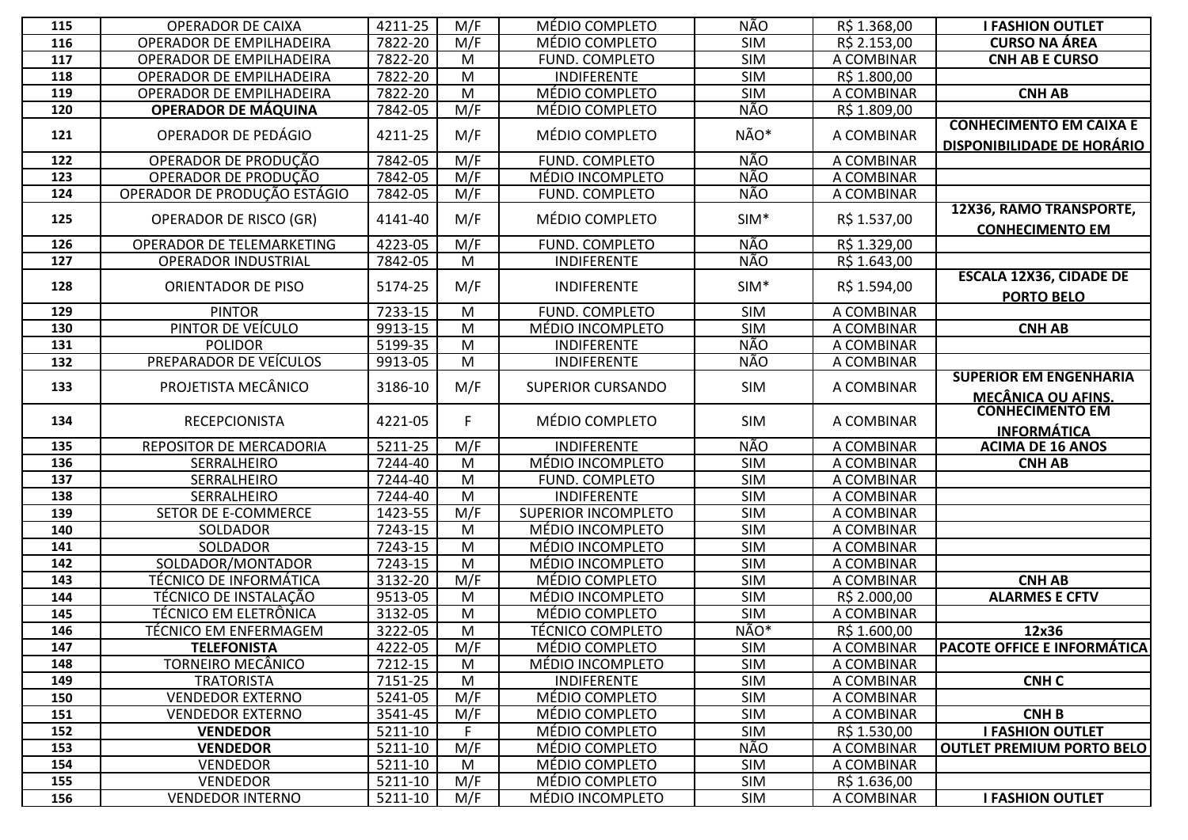| | | | | | | | |
|---|---|---|---|---|---|---|---|
| 115 | OPERADOR DE CAIXA | 4211-25 | M/F | MÉDIO COMPLETO | NÃO | R$ 1.368,00 | **I FASHION OUTLET** |
| 116 | OPERADOR DE EMPILHADEIRA | 7822-20 | M/F | MÉDIO COMPLETO | SIM | R$ 2.153,00 | **CURSO NA ÁREA** |
| 117 | OPERADOR DE EMPILHADEIRA | 7822-20 | M | FUND. COMPLETO | SIM | A COMBINAR | **CNH AB E CURSO** |
| 118 | OPERADOR DE EMPILHADEIRA | 7822-20 | M | INDIFERENTE | SIM | R$ 1.800,00 | |
| 119 | OPERADOR DE EMPILHADEIRA | 7822-20 | M | MÉDIO COMPLETO | SIM | A COMBINAR | **CNH AB** |
| 120 | **OPERADOR DE MÁQUINA** | 7842-05 | M/F | MÉDIO COMPLETO | NÃO | R$ 1.809,00 | |
| 121 | OPERADOR DE PEDÁGIO | 4211-25 | M/F | MÉDIO COMPLETO | NÃO* | A COMBINAR | **CONHECIMENTO EM CAIXA E DISPONIBILIDADE DE HORÁRIO** |
| 122 | OPERADOR DE PRODUÇÃO | 7842-05 | M/F | FUND. COMPLETO | NÃO | A COMBINAR | |
| 123 | OPERADOR DE PRODUÇÃO | 7842-05 | M/F | MÉDIO INCOMPLETO | NÃO | A COMBINAR | |
| 124 | OPERADOR DE PRODUÇÃO ESTÁGIO | 7842-05 | M/F | FUND. COMPLETO | NÃO | A COMBINAR | |
| 125 | OPERADOR DE RISCO (GR) | 4141-40 | M/F | MÉDIO COMPLETO | SIM* | R$ 1.537,00 | **12X36, RAMO TRANSPORTE, CONHECIMENTO EM** |
| 126 | OPERADOR DE TELEMARKETING | 4223-05 | M/F | FUND. COMPLETO | NÃO | R$ 1.329,00 | |
| 127 | OPERADOR INDUSTRIAL | 7842-05 | M | INDIFERENTE | NÃO | R$ 1.643,00 | |
| 128 | ORIENTADOR DE PISO | 5174-25 | M/F | INDIFERENTE | SIM* | R$ 1.594,00 | **ESCALA 12X36, CIDADE DE PORTO BELO** |
| 129 | PINTOR | 7233-15 | M | FUND. COMPLETO | SIM | A COMBINAR | |
| 130 | PINTOR DE VEÍCULO | 9913-15 | M | MÉDIO INCOMPLETO | SIM | A COMBINAR | **CNH AB** |
| 131 | POLIDOR | 5199-35 | M | INDIFERENTE | NÃO | A COMBINAR | |
| 132 | PREPARADOR DE VEÍCULOS | 9913-05 | M | INDIFERENTE | NÃO | A COMBINAR | |
| 133 | PROJETISTA MECÂNICO | 3186-10 | M/F | SUPERIOR CURSANDO | SIM | A COMBINAR | **SUPERIOR EM ENGENHARIA MECÂNICA OU AFINS.** |
| 134 | RECEPCIONISTA | 4221-05 | F | MÉDIO COMPLETO | SIM | A COMBINAR | **CONHECIMENTO EM INFORMÁTICA** |
| 135 | REPOSITOR DE MERCADORIA | 5211-25 | M/F | INDIFERENTE | NÃO | A COMBINAR | **ACIMA DE 16 ANOS** |
| 136 | SERRALHEIRO | 7244-40 | M | MÉDIO INCOMPLETO | SIM | A COMBINAR | **CNH AB** |
| 137 | SERRALHEIRO | 7244-40 | M | FUND. COMPLETO | SIM | A COMBINAR | |
| 138 | SERRALHEIRO | 7244-40 | M | INDIFERENTE | SIM | A COMBINAR | |
| 139 | SETOR DE E-COMMERCE | 1423-55 | M/F | SUPERIOR INCOMPLETO | SIM | A COMBINAR | |
| 140 | SOLDADOR | 7243-15 | M | MÉDIO INCOMPLETO | SIM | A COMBINAR | |
| 141 | SOLDADOR | 7243-15 | M | MÉDIO INCOMPLETO | SIM | A COMBINAR | |
| 142 | SOLDADOR/MONTADOR | 7243-15 | M | MÉDIO INCOMPLETO | SIM | A COMBINAR | |
| 143 | TÉCNICO DE INFORMÁTICA | 3132-20 | M/F | MÉDIO COMPLETO | SIM | A COMBINAR | **CNH AB** |
| 144 | TÉCNICO DE INSTALAÇÃO | 9513-05 | M | MÉDIO INCOMPLETO | SIM | R$ 2.000,00 | **ALARMES E CFTV** |
| 145 | TÉCNICO EM ELETRÔNICA | 3132-05 | M | MÉDIO COMPLETO | SIM | A COMBINAR | |
| 146 | TÉCNICO EM ENFERMAGEM | 3222-05 | M | TÉCNICO COMPLETO | NÃO* | R$ 1.600,00 | **12x36** |
| 147 | **TELEFONISTA** | 4222-05 | M/F | MÉDIO COMPLETO | SIM | A COMBINAR | **PACOTE OFFICE E INFORMÁTICA** |
| 148 | TORNEIRO MECÂNICO | 7212-15 | M | MÉDIO INCOMPLETO | SIM | A COMBINAR | |
| 149 | TRATORISTA | 7151-25 | M | INDIFERENTE | SIM | A COMBINAR | **CNH C** |
| 150 | VENDEDOR EXTERNO | 5241-05 | M/F | MÉDIO COMPLETO | SIM | A COMBINAR | |
| 151 | VENDEDOR EXTERNO | 3541-45 | M/F | MÉDIO COMPLETO | SIM | A COMBINAR | **CNH B** |
| 152 | **VENDEDOR** | 5211-10 | F | MÉDIO COMPLETO | SIM | R$ 1.530,00 | **I FASHION OUTLET** |
| 153 | **VENDEDOR** | 5211-10 | M/F | MÉDIO COMPLETO | NÃO | A COMBINAR | **OUTLET PREMIUM PORTO BELO** |
| 154 | VENDEDOR | 5211-10 | M | MÉDIO COMPLETO | SIM | A COMBINAR | |
| 155 | VENDEDOR | 5211-10 | M/F | MÉDIO COMPLETO | SIM | R$ 1.636,00 | |
| 156 | VENDEDOR INTERNO | 5211-10 | M/F | MÉDIO INCOMPLETO | SIM | A COMBINAR | **I FASHION OUTLET** |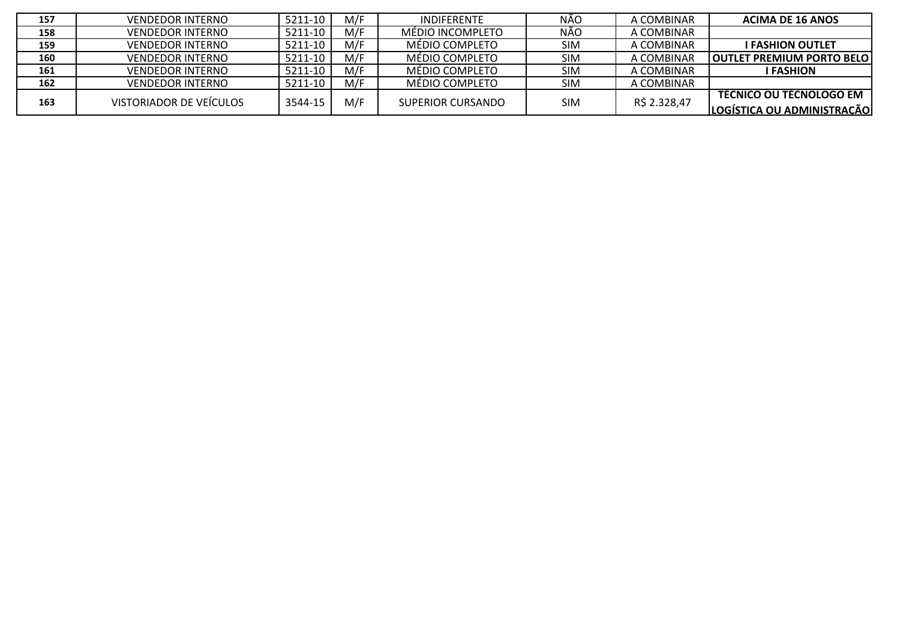| | | | | | | | |
|---|---|---|---|---|---|---|---|
| **157** | VENDEDOR INTERNO | 5211-10 | M/F | INDIFERENTE | NÃO | A COMBINAR | **ACIMA DE 16 ANOS** |
| **158** | VENDEDOR INTERNO | 5211-10 | M/F | MÉDIO INCOMPLETO | NÃO | A COMBINAR | |
| **159** | VENDEDOR INTERNO | 5211-10 | M/F | MÉDIO COMPLETO | SIM | A COMBINAR | **I FASHION OUTLET** |
| **160** | VENDEDOR INTERNO | 5211-10 | M/F | MÉDIO COMPLETO | SIM | A COMBINAR | **OUTLET PREMIUM PORTO BELO** |
| **161** | VENDEDOR INTERNO | 5211-10 | M/F | MÉDIO COMPLETO | SIM | A COMBINAR | **I FASHION** |
| **162** | VENDEDOR INTERNO | 5211-10 | M/F | MÉDIO COMPLETO | SIM | A COMBINAR | |
| **163** | VISTORIADOR DE VEÍCULOS | 3544-15 | M/F | SUPERIOR CURSANDO | SIM | R$ 2.328,47 | **TÉCNICO OU TECNÓLOGO EM LOGÍSTICA OU ADMINISTRAÇÃO** |